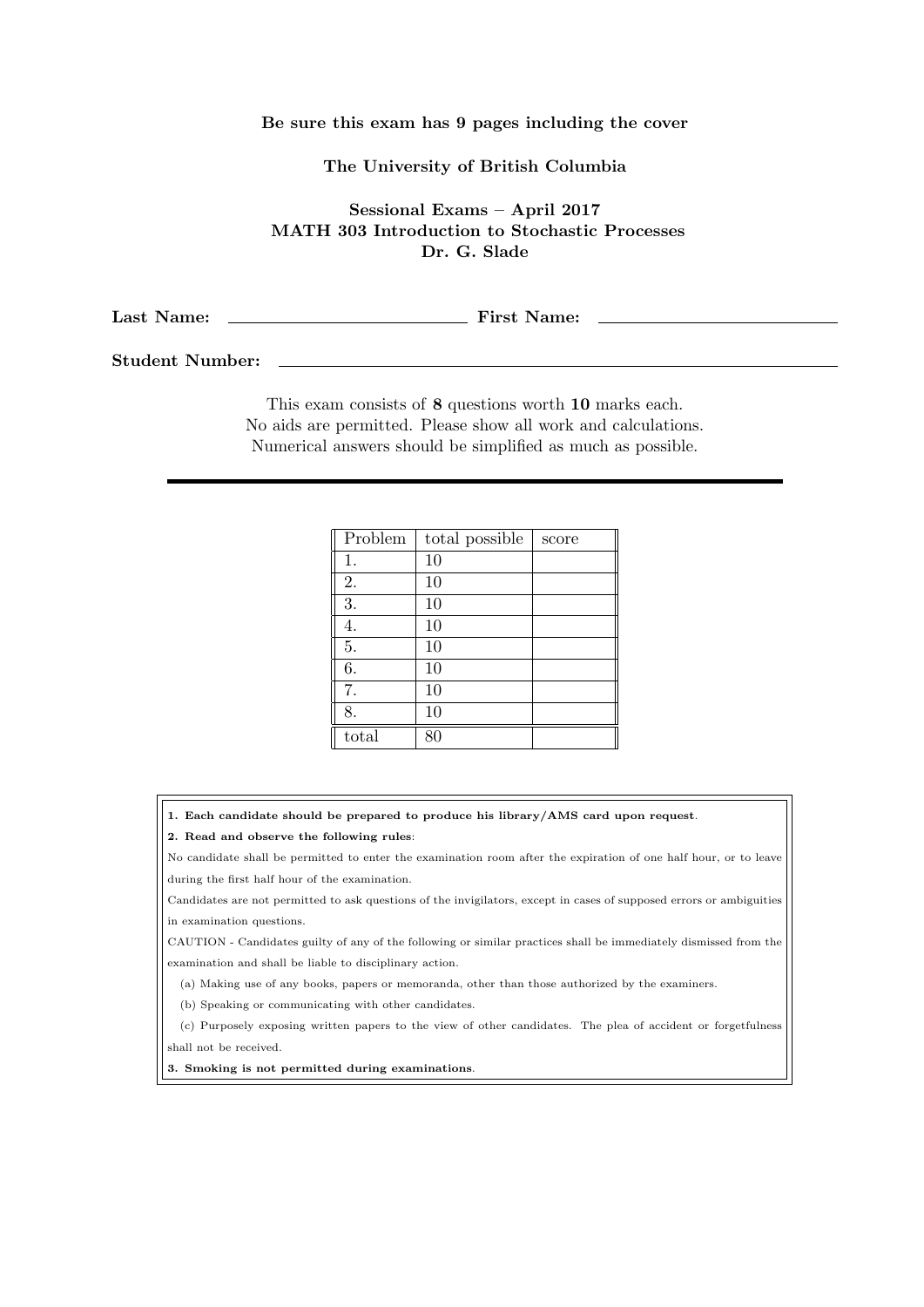**Be sure this exam has 9 pages including the cover**

**The University of British Columbia**

**Sessional Exams – April 2017**
**MATH 303 Introduction to Stochastic Processes**
**Dr. G. Slade**

**Last Name:** \_\_\_\_\_\_\_\_\_\_\_\_\_\_\_\_\_\_\_\_\_\_\_\_ **First Name:** \_\_\_\_\_\_\_\_\_\_\_\_\_\_\_\_\_\_\_\_\_\_\_\_

**Student Number:** \_\_\_\_\_\_\_\_\_\_\_\_\_\_\_\_\_\_\_\_\_\_\_\_\_\_\_\_\_\_\_\_\_\_\_\_\_\_\_\_\_\_\_\_\_\_

This exam consists of **8** questions worth **10** marks each.
No aids are permitted. Please show all work and calculations.
Numerical answers should be simplified as much as possible.

---

| Problem | total possible | score |
|---|---|---|
| 1. | 10 | |
| 2. | 10 | |
| 3. | 10 | |
| 4. | 10 | |
| 5. | 10 | |
| 6. | 10 | |
| 7. | 10 | |
| 8. | 10 | |
| total | 80 | |

**1. Each candidate should be prepared to produce his library/AMS card upon request.**

**2. Read and observe the following rules:**

No candidate shall be permitted to enter the examination room after the expiration of one half hour, or to leave during the first half hour of the examination.

Candidates are not permitted to ask questions of the invigilators, except in cases of supposed errors or ambiguities in examination questions.

CAUTION - Candidates guilty of any of the following or similar practices shall be immediately dismissed from the examination and shall be liable to disciplinary action.

(a) Making use of any books, papers or memoranda, other than those authorized by the examiners.

(b) Speaking or communicating with other candidates.

(c) Purposely exposing written papers to the view of other candidates. The plea of accident or forgetfulness shall not be received.

**3. Smoking is not permitted during examinations.**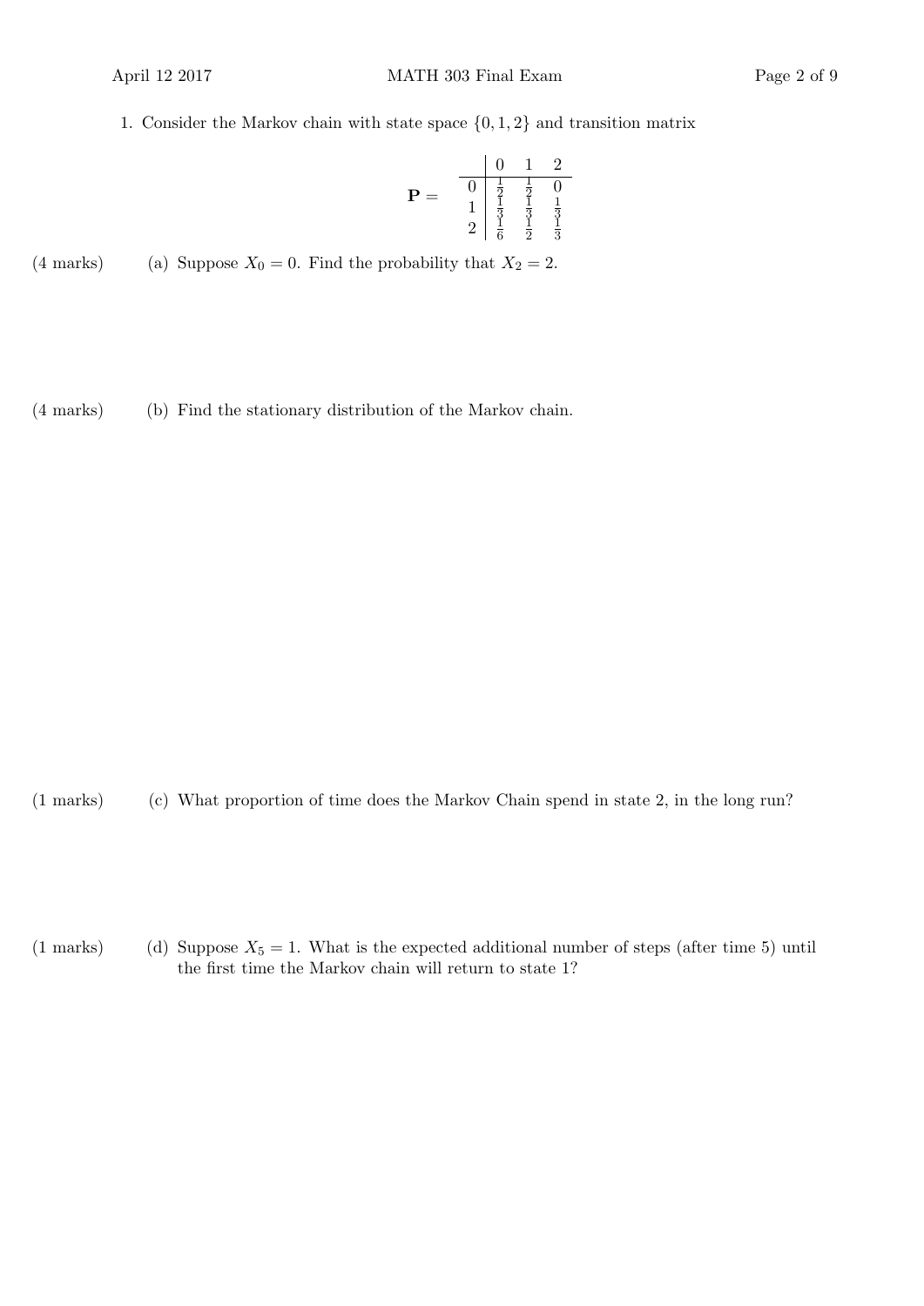1. Consider the Markov chain with state space $\{0, 1, 2\}$ and transition matrix

$$\mathbf{P} = \begin{array}{c|ccc} & 0 & 1 & 2 \\ \hline 0 & \frac{1}{2} & \frac{1}{2} & 0 \\ 1 & \frac{1}{3} & \frac{1}{3} & \frac{1}{3} \\ 2 & \frac{1}{6} & \frac{1}{2} & \frac{1}{3} \end{array}$$

(4 marks) (a) Suppose $X_0 = 0$. Find the probability that $X_2 = 2$.

(4 marks) (b) Find the stationary distribution of the Markov chain.

(1 marks) (c) What proportion of time does the Markov Chain spend in state 2, in the long run?

(1 marks) (d) Suppose $X_5 = 1$. What is the expected additional number of steps (after time 5) until the first time the Markov chain will return to state 1?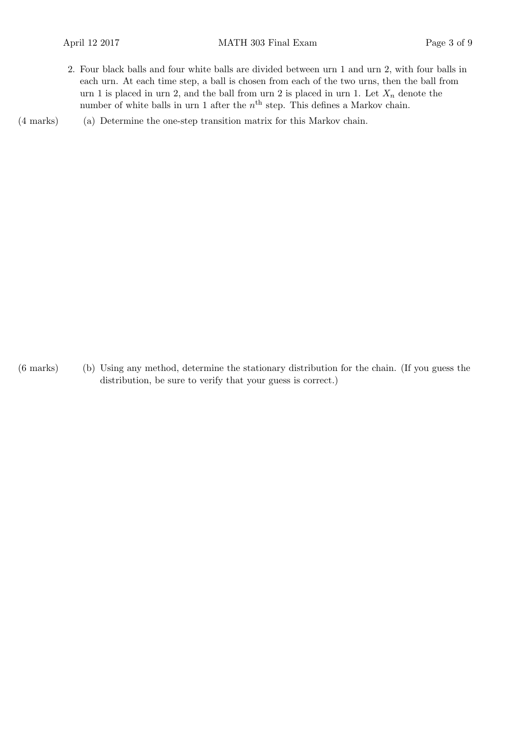2. Four black balls and four white balls are divided between urn 1 and urn 2, with four balls in each urn. At each time step, a ball is chosen from each of the two urns, then the ball from urn 1 is placed in urn 2, and the ball from urn 2 is placed in urn 1. Let $X_n$ denote the number of white balls in urn 1 after the $n^{\text{th}}$ step. This defines a Markov chain.

(4 marks) (a) Determine the one-step transition matrix for this Markov chain.

(6 marks) (b) Using any method, determine the stationary distribution for the chain. (If you guess the distribution, be sure to verify that your guess is correct.)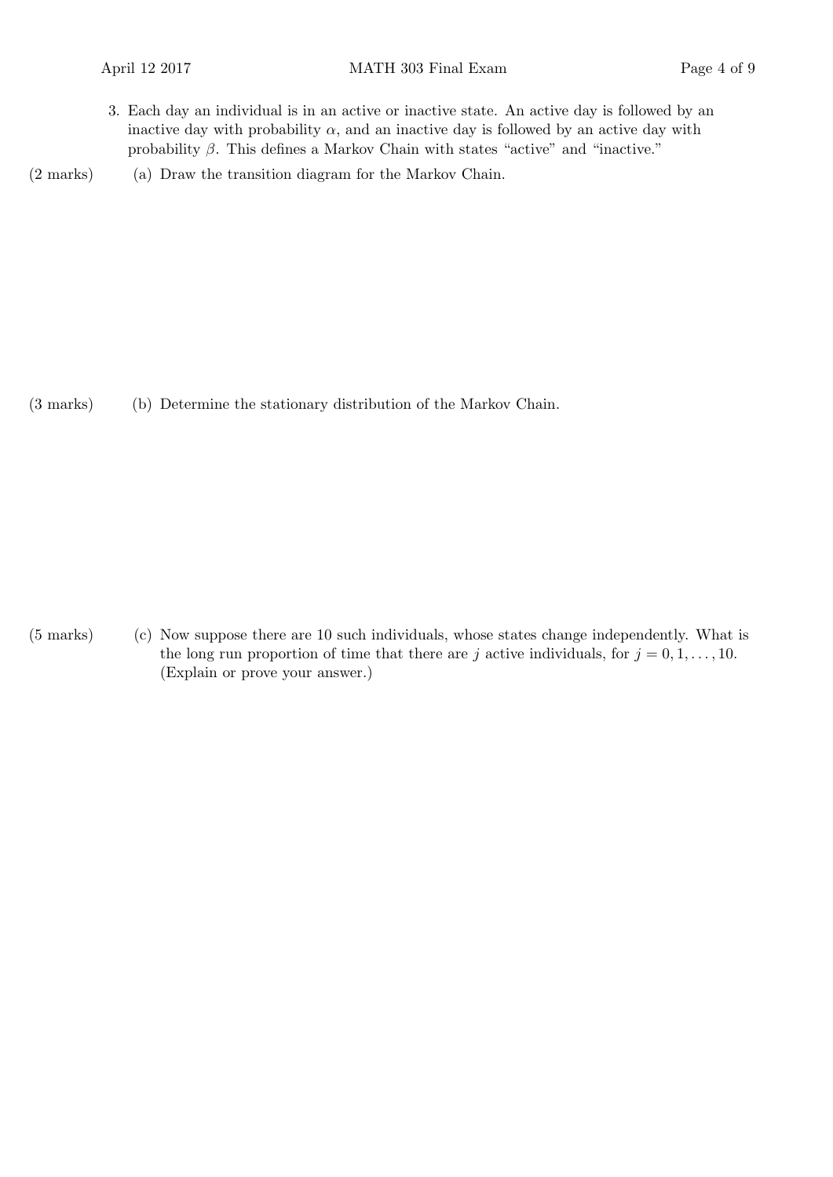3. Each day an individual is in an active or inactive state. An active day is followed by an inactive day with probability $\alpha$, and an inactive day is followed by an active day with probability $\beta$. This defines a Markov Chain with states "active" and "inactive."

(2 marks) (a) Draw the transition diagram for the Markov Chain.

(3 marks) (b) Determine the stationary distribution of the Markov Chain.

(5 marks) (c) Now suppose there are 10 such individuals, whose states change independently. What is the long run proportion of time that there are $j$ active individuals, for $j = 0, 1, \ldots, 10$. (Explain or prove your answer.)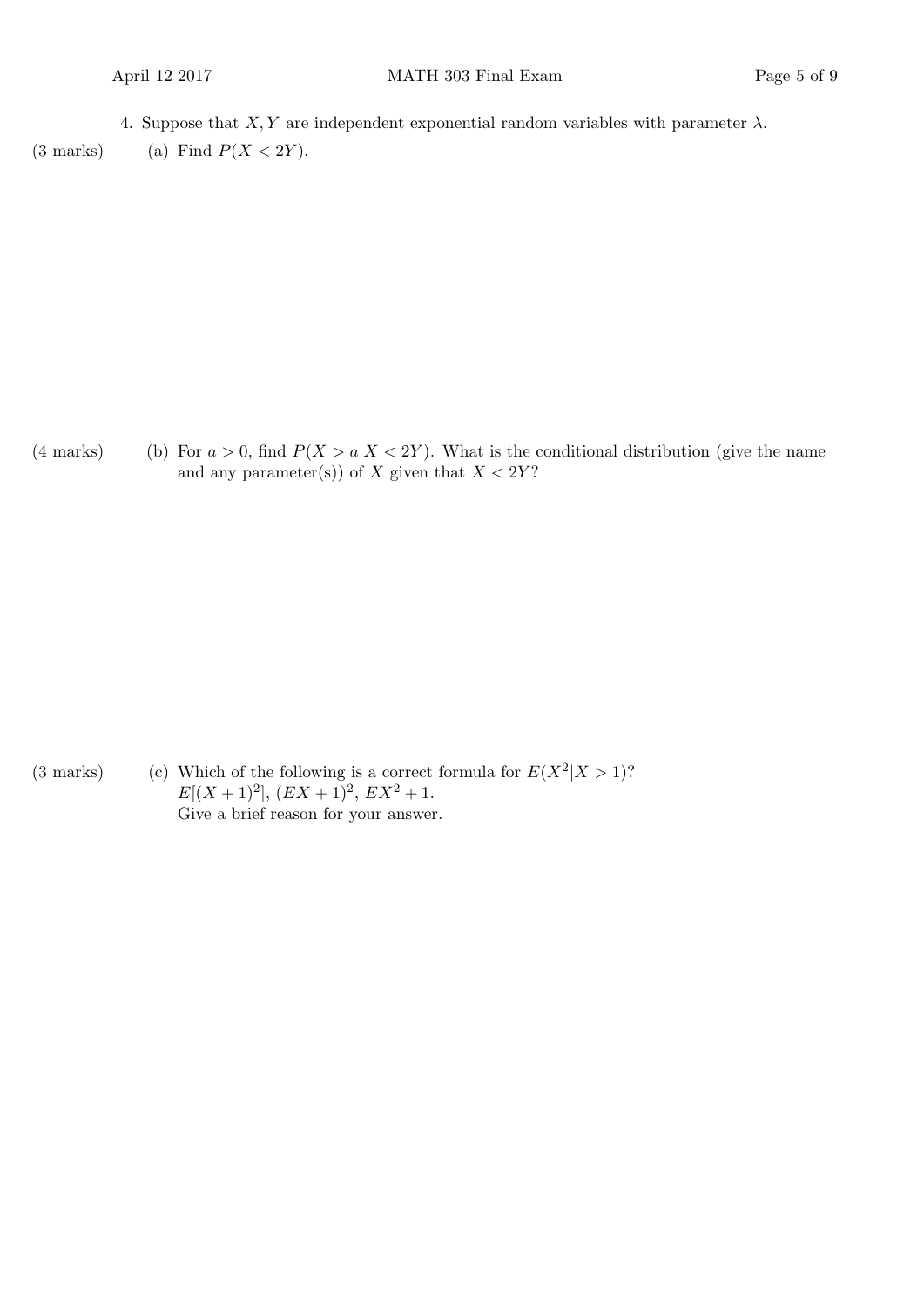4. Suppose that $X, Y$ are independent exponential random variables with parameter $\lambda$.

(3 marks) (a) Find $P(X < 2Y)$.

(4 marks) (b) For $a > 0$, find $P(X > a | X < 2Y)$. What is the conditional distribution (give the name and any parameter(s)) of $X$ given that $X < 2Y$?

(3 marks) (c) Which of the following is a correct formula for $E(X^2 | X > 1)$?
$E[(X + 1)^2]$, $(EX + 1)^2$, $EX^2 + 1$.
Give a brief reason for your answer.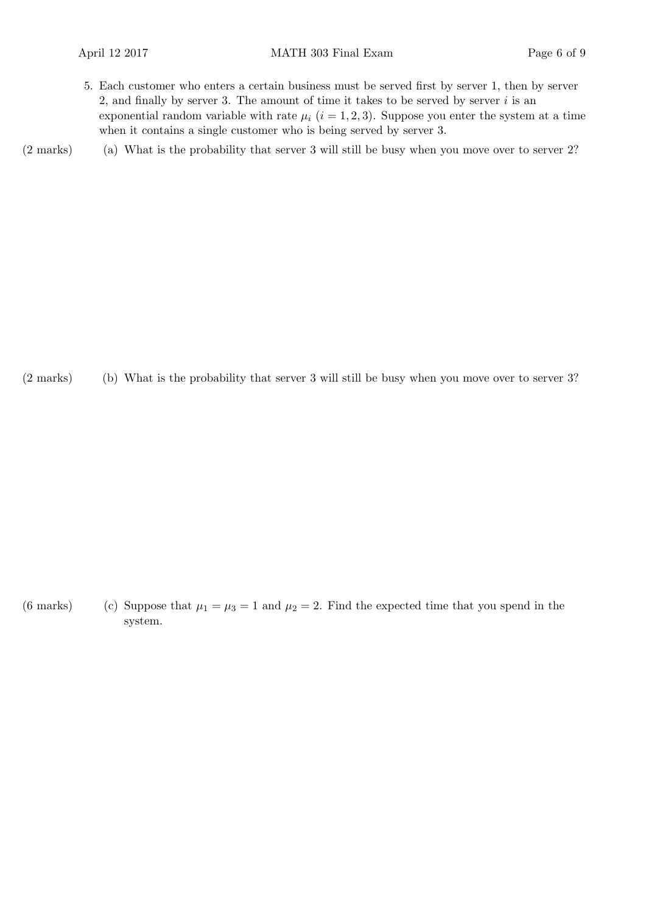5. Each customer who enters a certain business must be served first by server 1, then by server 2, and finally by server 3. The amount of time it takes to be served by server $i$ is an exponential random variable with rate $\mu_i$ ($i = 1, 2, 3$). Suppose you enter the system at a time when it contains a single customer who is being served by server 3.

(2 marks) (a) What is the probability that server 3 will still be busy when you move over to server 2?

(2 marks) (b) What is the probability that server 3 will still be busy when you move over to server 3?

(6 marks) (c) Suppose that $\mu_1 = \mu_3 = 1$ and $\mu_2 = 2$. Find the expected time that you spend in the system.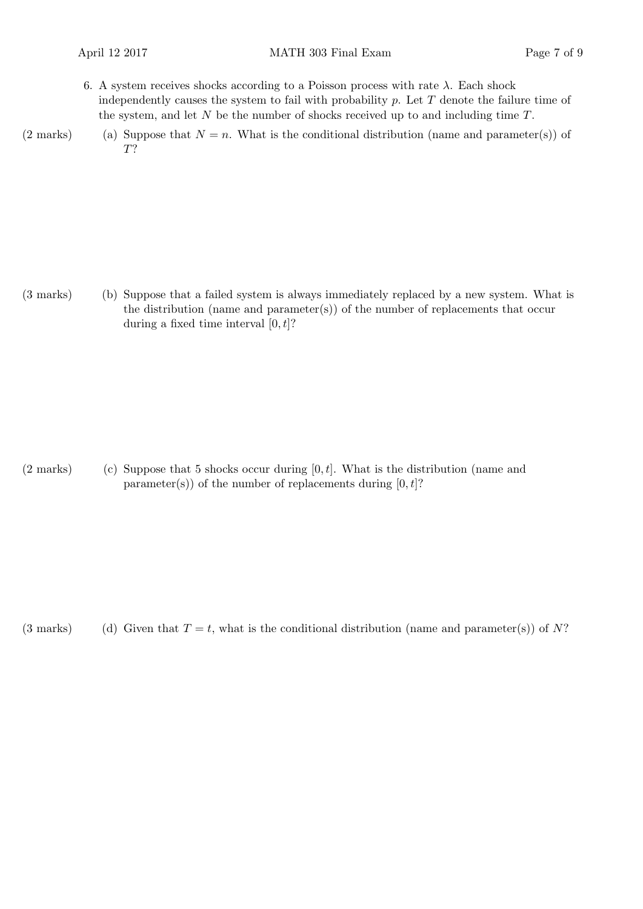6. A system receives shocks according to a Poisson process with rate $\lambda$. Each shock independently causes the system to fail with probability $p$. Let $T$ denote the failure time of the system, and let $N$ be the number of shocks received up to and including time $T$.

(2 marks) (a) Suppose that $N = n$. What is the conditional distribution (name and parameter(s)) of $T$?

(3 marks) (b) Suppose that a failed system is always immediately replaced by a new system. What is the distribution (name and parameter(s)) of the number of replacements that occur during a fixed time interval $[0, t]$?

(2 marks) (c) Suppose that 5 shocks occur during $[0, t]$. What is the distribution (name and parameter(s)) of the number of replacements during $[0, t]$?

(3 marks) (d) Given that $T = t$, what is the conditional distribution (name and parameter(s)) of $N$?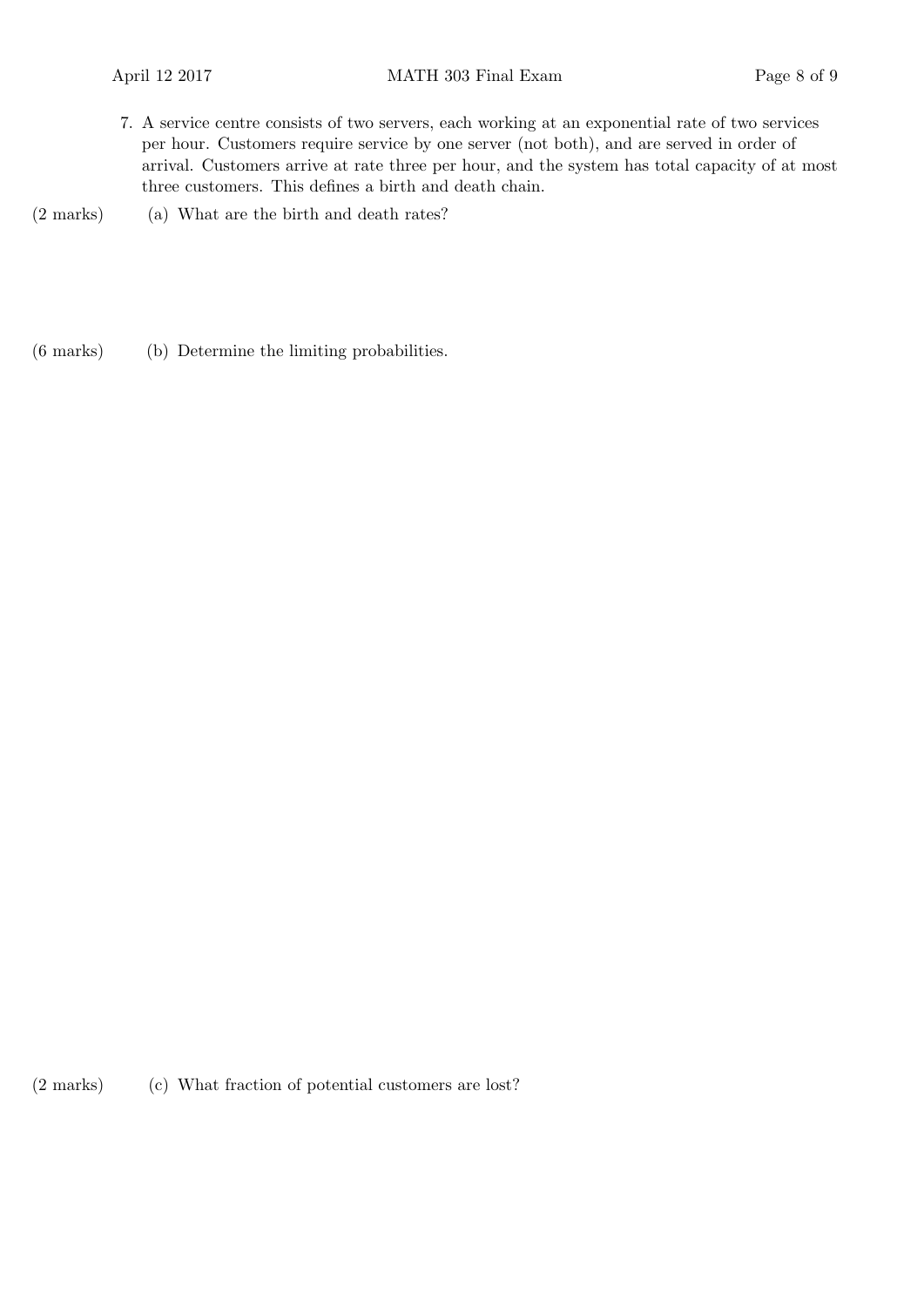7. A service centre consists of two servers, each working at an exponential rate of two services per hour. Customers require service by one server (not both), and are served in order of arrival. Customers arrive at rate three per hour, and the system has total capacity of at most three customers. This defines a birth and death chain.

(2 marks) (a) What are the birth and death rates?

(6 marks) (b) Determine the limiting probabilities.

(2 marks) (c) What fraction of potential customers are lost?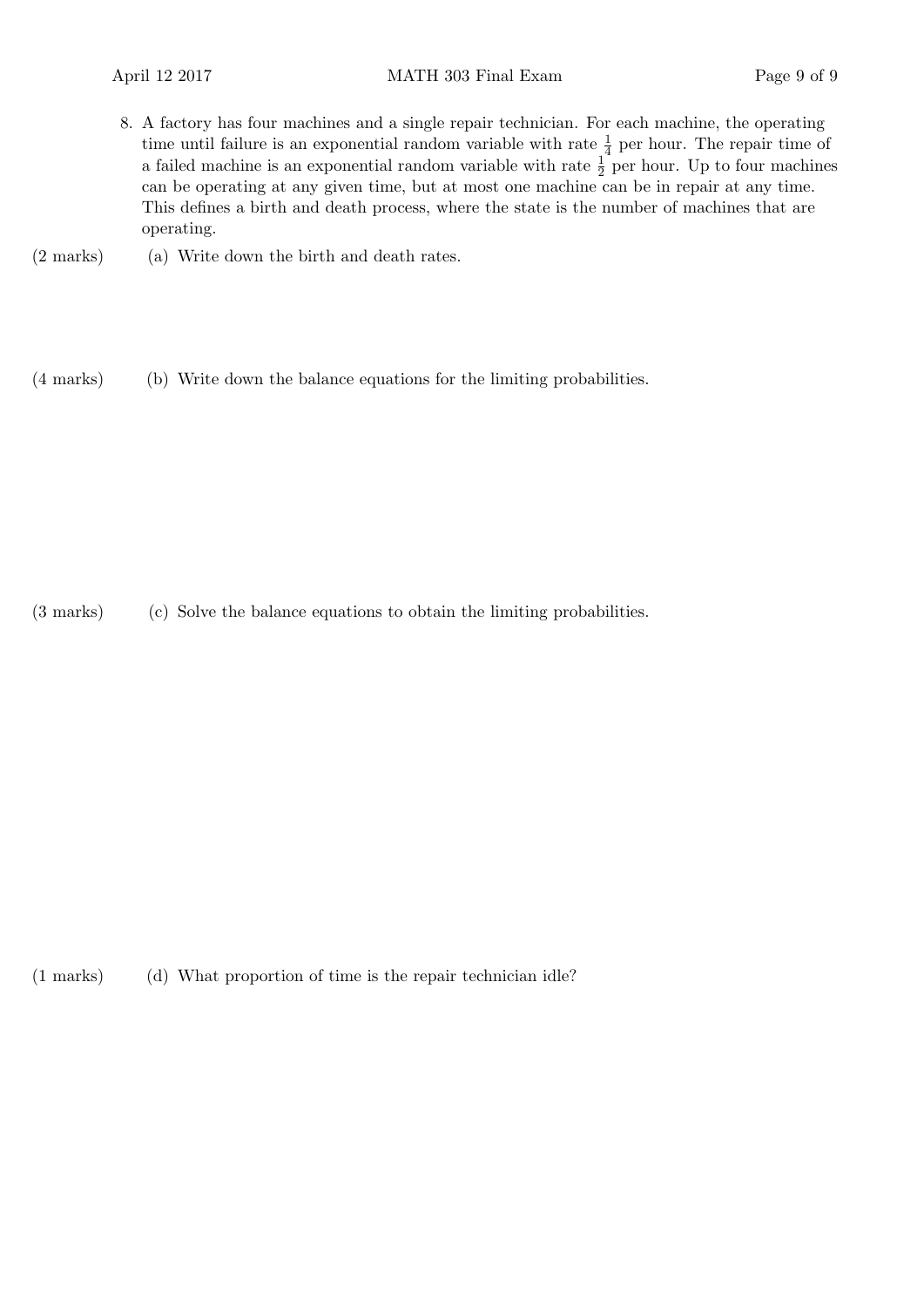8. A factory has four machines and a single repair technician. For each machine, the operating time until failure is an exponential random variable with rate $\frac{1}{4}$ per hour. The repair time of a failed machine is an exponential random variable with rate $\frac{1}{2}$ per hour. Up to four machines can be operating at any given time, but at most one machine can be in repair at any time. This defines a birth and death process, where the state is the number of machines that are operating.

(2 marks) (a) Write down the birth and death rates.

(4 marks) (b) Write down the balance equations for the limiting probabilities.

(3 marks) (c) Solve the balance equations to obtain the limiting probabilities.

(1 marks) (d) What proportion of time is the repair technician idle?